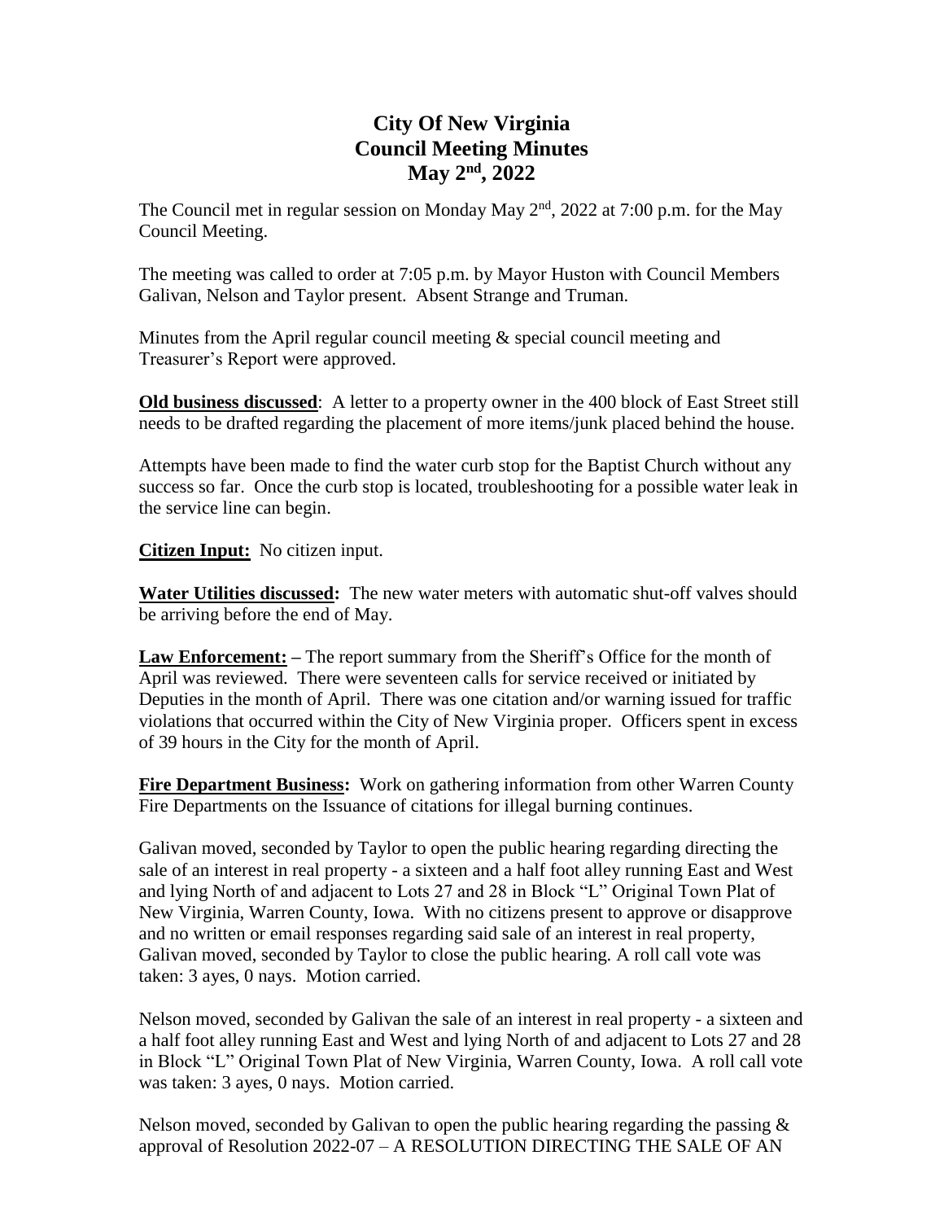# City Of New Virginia
# Council Meeting Minutes
# May 2nd, 2022

The Council met in regular session on Monday May 2nd, 2022 at 7:00 p.m. for the May Council Meeting.

The meeting was called to order at 7:05 p.m. by Mayor Huston with Council Members Galivan, Nelson and Taylor present. Absent Strange and Truman.

Minutes from the April regular council meeting & special council meeting and Treasurer's Report were approved.

**Old business discussed**: A letter to a property owner in the 400 block of East Street still needs to be drafted regarding the placement of more items/junk placed behind the house.

Attempts have been made to find the water curb stop for the Baptist Church without any success so far. Once the curb stop is located, troubleshooting for a possible water leak in the service line can begin.

**Citizen Input:** No citizen input.

**Water Utilities discussed:** The new water meters with automatic shut-off valves should be arriving before the end of May.

**Law Enforcement:** – The report summary from the Sheriff's Office for the month of April was reviewed. There were seventeen calls for service received or initiated by Deputies in the month of April. There was one citation and/or warning issued for traffic violations that occurred within the City of New Virginia proper. Officers spent in excess of 39 hours in the City for the month of April.

**Fire Department Business:** Work on gathering information from other Warren County Fire Departments on the Issuance of citations for illegal burning continues.

Galivan moved, seconded by Taylor to open the public hearing regarding directing the sale of an interest in real property - a sixteen and a half foot alley running East and West and lying North of and adjacent to Lots 27 and 28 in Block "L" Original Town Plat of New Virginia, Warren County, Iowa. With no citizens present to approve or disapprove and no written or email responses regarding said sale of an interest in real property, Galivan moved, seconded by Taylor to close the public hearing. A roll call vote was taken: 3 ayes, 0 nays. Motion carried.

Nelson moved, seconded by Galivan the sale of an interest in real property - a sixteen and a half foot alley running East and West and lying North of and adjacent to Lots 27 and 28 in Block "L" Original Town Plat of New Virginia, Warren County, Iowa. A roll call vote was taken: 3 ayes, 0 nays. Motion carried.

Nelson moved, seconded by Galivan to open the public hearing regarding the passing & approval of Resolution 2022-07 – A RESOLUTION DIRECTING THE SALE OF AN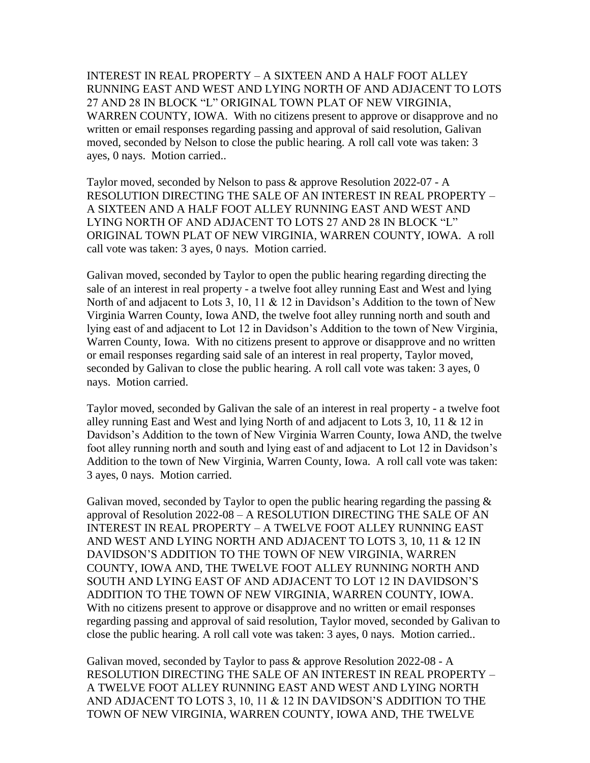INTEREST IN REAL PROPERTY – A SIXTEEN AND A HALF FOOT ALLEY RUNNING EAST AND WEST AND LYING NORTH OF AND ADJACENT TO LOTS 27 AND 28 IN BLOCK "L" ORIGINAL TOWN PLAT OF NEW VIRGINIA, WARREN COUNTY, IOWA. With no citizens present to approve or disapprove and no written or email responses regarding passing and approval of said resolution, Galivan moved, seconded by Nelson to close the public hearing. A roll call vote was taken: 3 ayes, 0 nays. Motion carried..

Taylor moved, seconded by Nelson to pass & approve Resolution 2022-07 - A RESOLUTION DIRECTING THE SALE OF AN INTEREST IN REAL PROPERTY – A SIXTEEN AND A HALF FOOT ALLEY RUNNING EAST AND WEST AND LYING NORTH OF AND ADJACENT TO LOTS 27 AND 28 IN BLOCK "L" ORIGINAL TOWN PLAT OF NEW VIRGINIA, WARREN COUNTY, IOWA. A roll call vote was taken: 3 ayes, 0 nays. Motion carried.

Galivan moved, seconded by Taylor to open the public hearing regarding directing the sale of an interest in real property - a twelve foot alley running East and West and lying North of and adjacent to Lots 3, 10, 11 & 12 in Davidson's Addition to the town of New Virginia Warren County, Iowa AND, the twelve foot alley running north and south and lying east of and adjacent to Lot 12 in Davidson's Addition to the town of New Virginia, Warren County, Iowa. With no citizens present to approve or disapprove and no written or email responses regarding said sale of an interest in real property, Taylor moved, seconded by Galivan to close the public hearing. A roll call vote was taken: 3 ayes, 0 nays. Motion carried.

Taylor moved, seconded by Galivan the sale of an interest in real property - a twelve foot alley running East and West and lying North of and adjacent to Lots 3, 10, 11 & 12 in Davidson's Addition to the town of New Virginia Warren County, Iowa AND, the twelve foot alley running north and south and lying east of and adjacent to Lot 12 in Davidson's Addition to the town of New Virginia, Warren County, Iowa. A roll call vote was taken: 3 ayes, 0 nays. Motion carried.

Galivan moved, seconded by Taylor to open the public hearing regarding the passing & approval of Resolution 2022-08 – A RESOLUTION DIRECTING THE SALE OF AN INTEREST IN REAL PROPERTY – A TWELVE FOOT ALLEY RUNNING EAST AND WEST AND LYING NORTH AND ADJACENT TO LOTS 3, 10, 11 & 12 IN DAVIDSON'S ADDITION TO THE TOWN OF NEW VIRGINIA, WARREN COUNTY, IOWA AND, THE TWELVE FOOT ALLEY RUNNING NORTH AND SOUTH AND LYING EAST OF AND ADJACENT TO LOT 12 IN DAVIDSON'S ADDITION TO THE TOWN OF NEW VIRGINIA, WARREN COUNTY, IOWA. With no citizens present to approve or disapprove and no written or email responses regarding passing and approval of said resolution, Taylor moved, seconded by Galivan to close the public hearing. A roll call vote was taken: 3 ayes, 0 nays. Motion carried..

Galivan moved, seconded by Taylor to pass & approve Resolution 2022-08 - A RESOLUTION DIRECTING THE SALE OF AN INTEREST IN REAL PROPERTY – A TWELVE FOOT ALLEY RUNNING EAST AND WEST AND LYING NORTH AND ADJACENT TO LOTS 3, 10, 11 & 12 IN DAVIDSON'S ADDITION TO THE TOWN OF NEW VIRGINIA, WARREN COUNTY, IOWA AND, THE TWELVE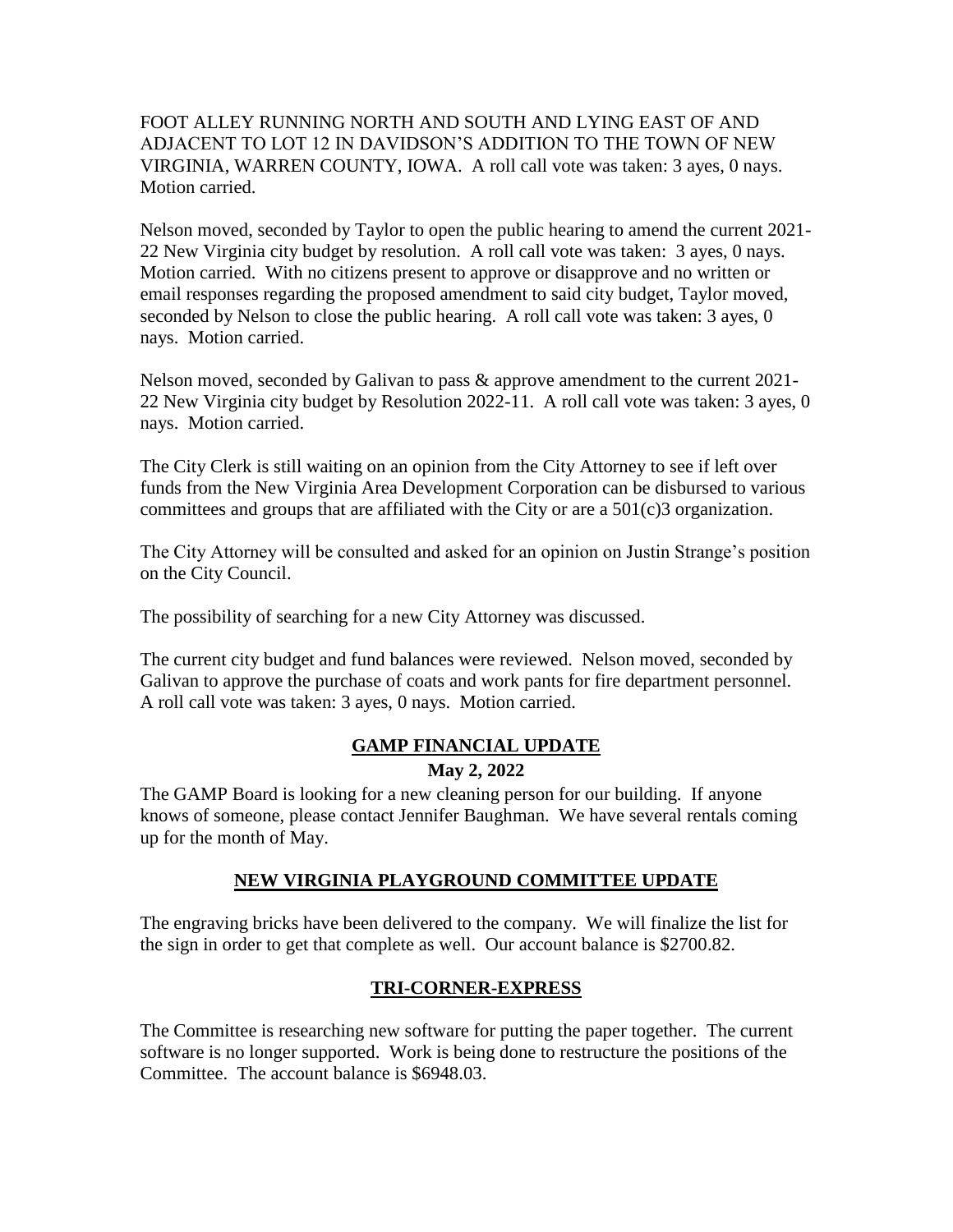FOOT ALLEY RUNNING NORTH AND SOUTH AND LYING EAST OF AND ADJACENT TO LOT 12 IN DAVIDSON'S ADDITION TO THE TOWN OF NEW VIRGINIA, WARREN COUNTY, IOWA. A roll call vote was taken: 3 ayes, 0 nays. Motion carried.

Nelson moved, seconded by Taylor to open the public hearing to amend the current 2021-22 New Virginia city budget by resolution. A roll call vote was taken: 3 ayes, 0 nays. Motion carried. With no citizens present to approve or disapprove and no written or email responses regarding the proposed amendment to said city budget, Taylor moved, seconded by Nelson to close the public hearing. A roll call vote was taken: 3 ayes, 0 nays. Motion carried.

Nelson moved, seconded by Galivan to pass & approve amendment to the current 2021-22 New Virginia city budget by Resolution 2022-11. A roll call vote was taken: 3 ayes, 0 nays. Motion carried.

The City Clerk is still waiting on an opinion from the City Attorney to see if left over funds from the New Virginia Area Development Corporation can be disbursed to various committees and groups that are affiliated with the City or are a 501(c)3 organization.

The City Attorney will be consulted and asked for an opinion on Justin Strange's position on the City Council.

The possibility of searching for a new City Attorney was discussed.

The current city budget and fund balances were reviewed. Nelson moved, seconded by Galivan to approve the purchase of coats and work pants for fire department personnel. A roll call vote was taken: 3 ayes, 0 nays. Motion carried.

## GAMP FINANCIAL UPDATE

**May 2, 2022**

The GAMP Board is looking for a new cleaning person for our building. If anyone knows of someone, please contact Jennifer Baughman. We have several rentals coming up for the month of May.

## NEW VIRGINIA PLAYGROUND COMMITTEE UPDATE

The engraving bricks have been delivered to the company. We will finalize the list for the sign in order to get that complete as well. Our account balance is $2700.82.

## TRI-CORNER-EXPRESS

The Committee is researching new software for putting the paper together. The current software is no longer supported. Work is being done to restructure the positions of the Committee. The account balance is $6948.03.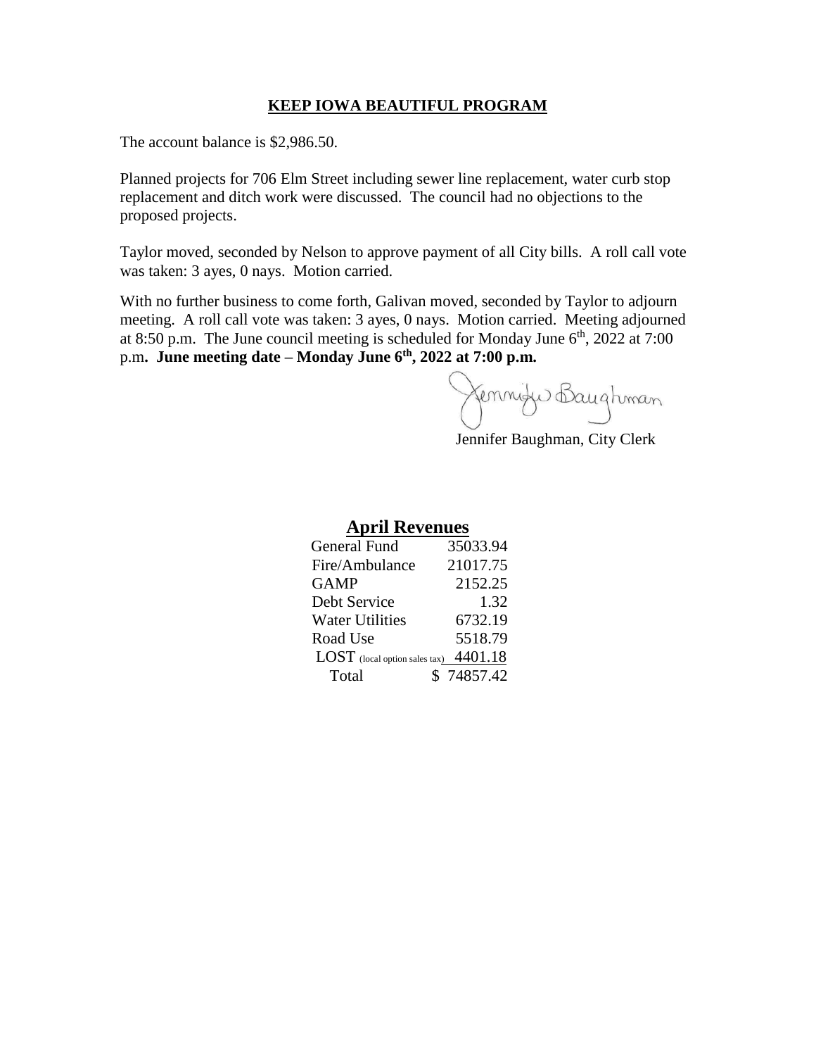**KEEP IOWA BEAUTIFUL PROGRAM**

The account balance is $2,986.50.

Planned projects for 706 Elm Street including sewer line replacement, water curb stop replacement and ditch work were discussed. The council had no objections to the proposed projects.

Taylor moved, seconded by Nelson to approve payment of all City bills. A roll call vote was taken: 3 ayes, 0 nays. Motion carried.

With no further business to come forth, Galivan moved, seconded by Taylor to adjourn meeting. A roll call vote was taken: 3 ayes, 0 nays. Motion carried. Meeting adjourned at 8:50 p.m. The June council meeting is scheduled for Monday June 6th, 2022 at 7:00 p.m**. June meeting date – Monday June 6th, 2022 at 7:00 p.m.**

Jennifer Baughman

Jennifer Baughman, City Clerk

**April Revenues**

| | |
|---|---|
| General Fund | 35033.94 |
| Fire/Ambulance | 21017.75 |
| GAMP | 2152.25 |
| Debt Service | 1.32 |
| Water Utilities | 6732.19 |
| Road Use | 5518.79 |
| LOST (local option sales tax) | 4401.18 |
| Total | $ 74857.42 |